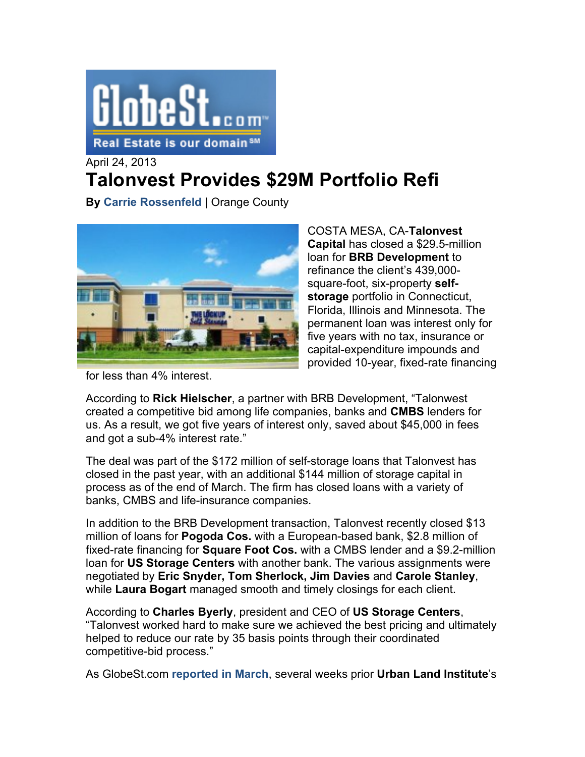April 24, 2013

# Talonvest Provides $29M Portfolio Refi

**By** Carrie Rossenfeld | Orange County

COSTA MESA, CA-**Talonvest Capital** has closed a $29.5-million loan for **BRB Development** to refinance the client's 439,000-square-foot, six-property **self-storage** portfolio in Connecticut, Florida, Illinois and Minnesota. The permanent loan was interest only for five years with no tax, insurance or capital-expenditure impounds and provided 10-year, fixed-rate financing for less than 4% interest.

According to **Rick Hielscher**, a partner with BRB Development, "Talonwest created a competitive bid among life companies, banks and **CMBS** lenders for us. As a result, we got five years of interest only, saved about $45,000 in fees and got a sub-4% interest rate."

The deal was part of the $172 million of self-storage loans that Talonvest has closed in the past year, with an additional $144 million of storage capital in process as of the end of March. The firm has closed loans with a variety of banks, CMBS and life-insurance companies.

In addition to the BRB Development transaction, Talonvest recently closed $13 million of loans for **Pogoda Cos.** with a European-based bank, $2.8 million of fixed-rate financing for **Square Foot Cos.** with a CMBS lender and a $9.2-million loan for **US Storage Centers** with another bank. The various assignments were negotiated by **Eric Snyder, Tom Sherlock, Jim Davies** and **Carole Stanley**, while **Laura Bogart** managed smooth and timely closings for each client.

According to **Charles Byerly**, president and CEO of **US Storage Centers**, "Talonvest worked hard to make sure we achieved the best pricing and ultimately helped to reduce our rate by 35 basis points through their coordinated competitive-bid process."

As GlobeSt.com reported in March, several weeks prior **Urban Land Institute**'s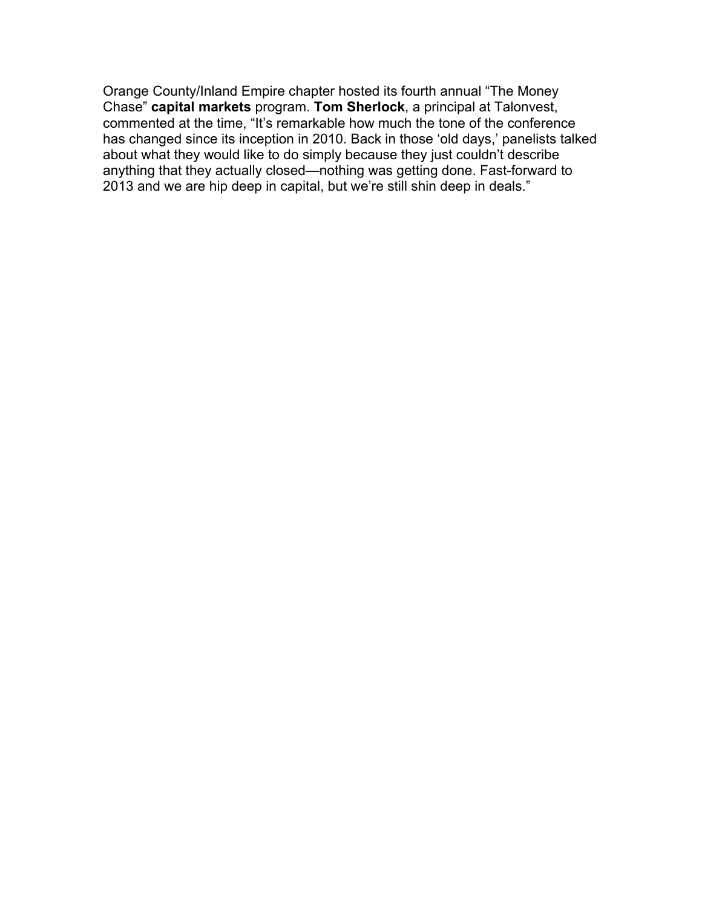Orange County/Inland Empire chapter hosted its fourth annual "The Money Chase" **capital markets** program. **Tom Sherlock**, a principal at Talonvest, commented at the time, "It's remarkable how much the tone of the conference has changed since its inception in 2010. Back in those 'old days,' panelists talked about what they would like to do simply because they just couldn't describe anything that they actually closed—nothing was getting done. Fast-forward to 2013 and we are hip deep in capital, but we're still shin deep in deals."